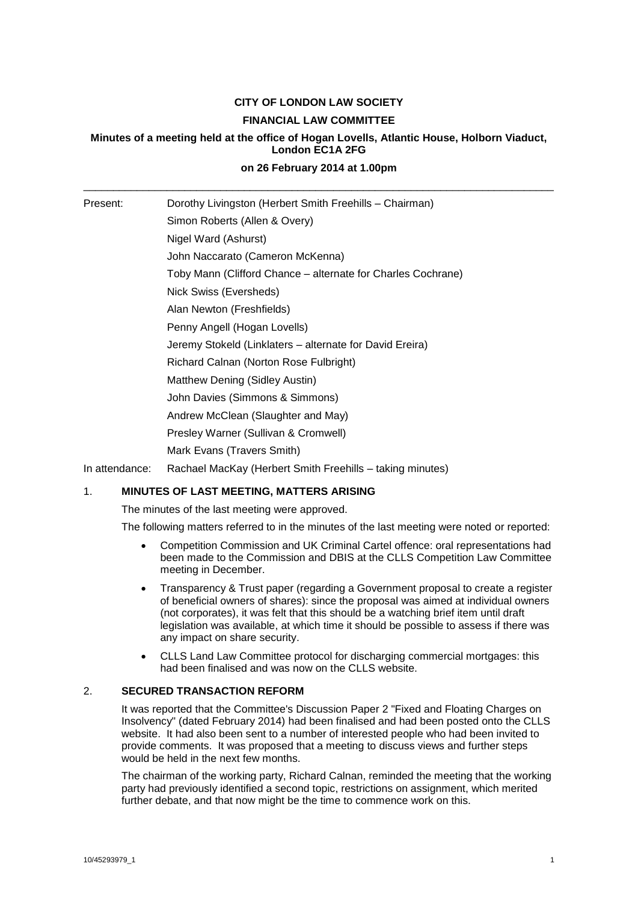**CITY OF LONDON LAW SOCIETY**

**FINANCIAL LAW COMMITTEE**

**Minutes of a meeting held at the office of Hogan Lovells, Atlantic House, Holborn Viaduct, London EC1A 2FG**

**on 26 February 2014 at 1.00pm**

---

| | |
|---|---|
| Present: | Dorothy Livingston (Herbert Smith Freehills – Chairman) |
| | Simon Roberts (Allen & Overy) |
| | Nigel Ward (Ashurst) |
| | John Naccarato (Cameron McKenna) |
| | Toby Mann (Clifford Chance – alternate for Charles Cochrane) |
| | Nick Swiss (Eversheds) |
| | Alan Newton (Freshfields) |
| | Penny Angell (Hogan Lovells) |
| | Jeremy Stokeld (Linklaters – alternate for David Ereira) |
| | Richard Calnan (Norton Rose Fulbright) |
| | Matthew Dening (Sidley Austin) |
| | John Davies (Simmons & Simmons) |
| | Andrew McClean (Slaughter and May) |
| | Presley Warner (Sullivan & Cromwell) |
| | Mark Evans (Travers Smith) |
| In attendance: | Rachael MacKay (Herbert Smith Freehills – taking minutes) |

## 1. MINUTES OF LAST MEETING, MATTERS ARISING

The minutes of the last meeting were approved.

The following matters referred to in the minutes of the last meeting were noted or reported:

- Competition Commission and UK Criminal Cartel offence: oral representations had been made to the Commission and DBIS at the CLLS Competition Law Committee meeting in December.
- Transparency & Trust paper (regarding a Government proposal to create a register of beneficial owners of shares): since the proposal was aimed at individual owners (not corporates), it was felt that this should be a watching brief item until draft legislation was available, at which time it should be possible to assess if there was any impact on share security.
- CLLS Land Law Committee protocol for discharging commercial mortgages: this had been finalised and was now on the CLLS website.

## 2. SECURED TRANSACTION REFORM

It was reported that the Committee's Discussion Paper 2 "Fixed and Floating Charges on Insolvency" (dated February 2014) had been finalised and had been posted onto the CLLS website. It had also been sent to a number of interested people who had been invited to provide comments. It was proposed that a meeting to discuss views and further steps would be held in the next few months.

The chairman of the working party, Richard Calnan, reminded the meeting that the working party had previously identified a second topic, restrictions on assignment, which merited further debate, and that now might be the time to commence work on this.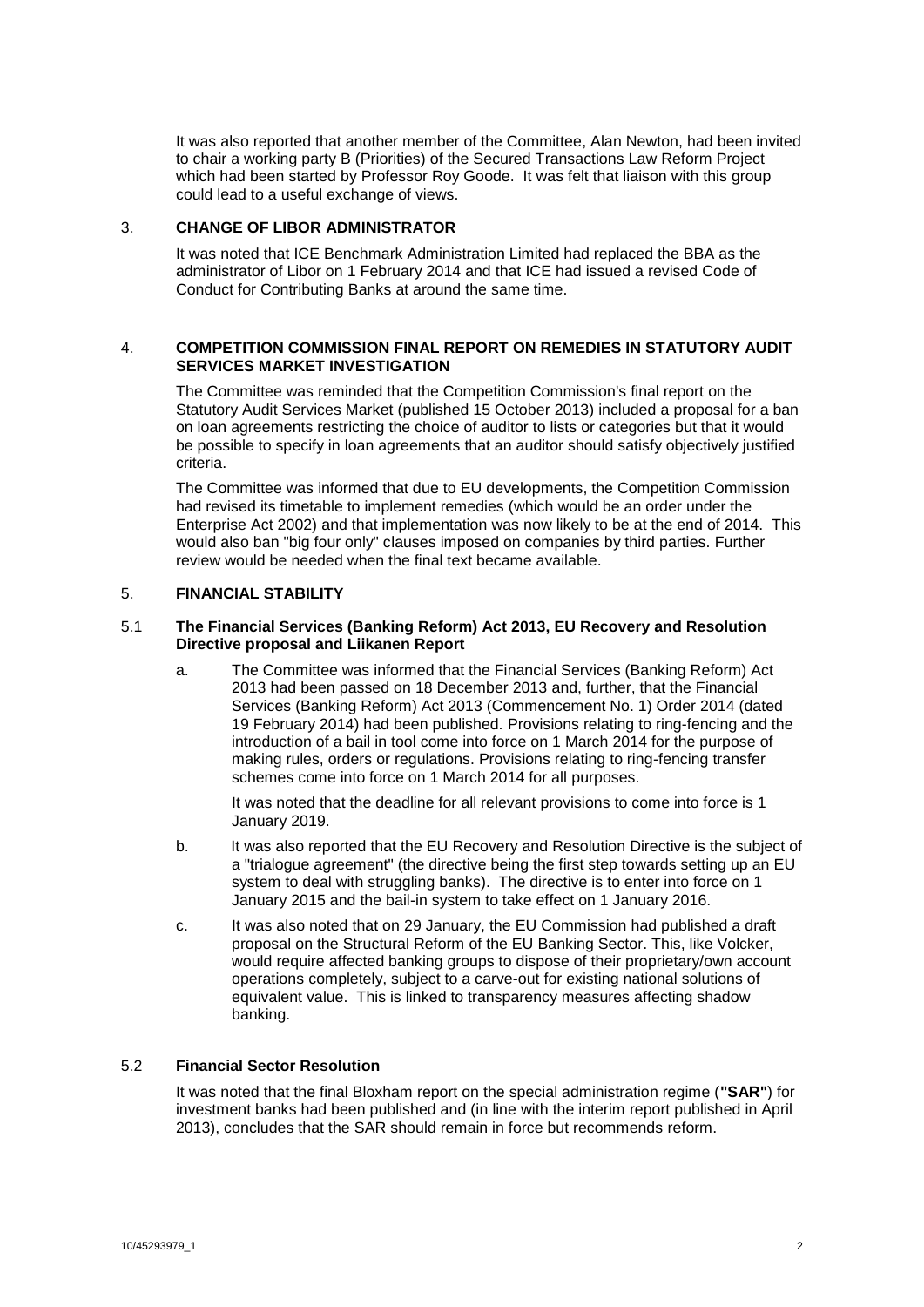It was also reported that another member of the Committee, Alan Newton, had been invited to chair a working party B (Priorities) of the Secured Transactions Law Reform Project which had been started by Professor Roy Goode. It was felt that liaison with this group could lead to a useful exchange of views.

## 3. CHANGE OF LIBOR ADMINISTRATOR

It was noted that ICE Benchmark Administration Limited had replaced the BBA as the administrator of Libor on 1 February 2014 and that ICE had issued a revised Code of Conduct for Contributing Banks at around the same time.

## 4. COMPETITION COMMISSION FINAL REPORT ON REMEDIES IN STATUTORY AUDIT SERVICES MARKET INVESTIGATION

The Committee was reminded that the Competition Commission's final report on the Statutory Audit Services Market (published 15 October 2013) included a proposal for a ban on loan agreements restricting the choice of auditor to lists or categories but that it would be possible to specify in loan agreements that an auditor should satisfy objectively justified criteria.

The Committee was informed that due to EU developments, the Competition Commission had revised its timetable to implement remedies (which would be an order under the Enterprise Act 2002) and that implementation was now likely to be at the end of 2014. This would also ban "big four only" clauses imposed on companies by third parties. Further review would be needed when the final text became available.

## 5. FINANCIAL STABILITY

### 5.1 The Financial Services (Banking Reform) Act 2013, EU Recovery and Resolution Directive proposal and Liikanen Report

a. The Committee was informed that the Financial Services (Banking Reform) Act 2013 had been passed on 18 December 2013 and, further, that the Financial Services (Banking Reform) Act 2013 (Commencement No. 1) Order 2014 (dated 19 February 2014) had been published. Provisions relating to ring-fencing and the introduction of a bail in tool come into force on 1 March 2014 for the purpose of making rules, orders or regulations. Provisions relating to ring-fencing transfer schemes come into force on 1 March 2014 for all purposes.

   It was noted that the deadline for all relevant provisions to come into force is 1 January 2019.

b. It was also reported that the EU Recovery and Resolution Directive is the subject of a "trialogue agreement" (the directive being the first step towards setting up an EU system to deal with struggling banks). The directive is to enter into force on 1 January 2015 and the bail-in system to take effect on 1 January 2016.

c. It was also noted that on 29 January, the EU Commission had published a draft proposal on the Structural Reform of the EU Banking Sector. This, like Volcker, would require affected banking groups to dispose of their proprietary/own account operations completely, subject to a carve-out for existing national solutions of equivalent value. This is linked to transparency measures affecting shadow banking.

### 5.2 Financial Sector Resolution

It was noted that the final Bloxham report on the special administration regime (**"SAR"**) for investment banks had been published and (in line with the interim report published in April 2013), concludes that the SAR should remain in force but recommends reform.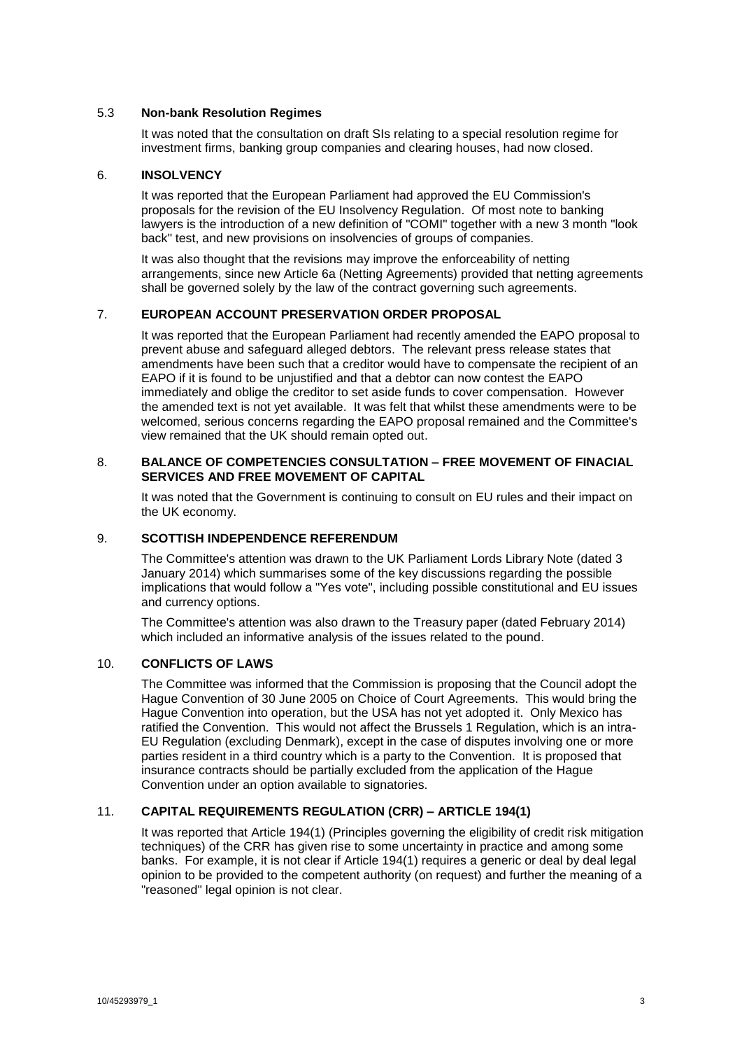### 5.3 Non-bank Resolution Regimes

It was noted that the consultation on draft SIs relating to a special resolution regime for investment firms, banking group companies and clearing houses, had now closed.

## 6. INSOLVENCY

It was reported that the European Parliament had approved the EU Commission's proposals for the revision of the EU Insolvency Regulation. Of most note to banking lawyers is the introduction of a new definition of "COMI" together with a new 3 month "look back" test, and new provisions on insolvencies of groups of companies.

It was also thought that the revisions may improve the enforceability of netting arrangements, since new Article 6a (Netting Agreements) provided that netting agreements shall be governed solely by the law of the contract governing such agreements.

## 7. EUROPEAN ACCOUNT PRESERVATION ORDER PROPOSAL

It was reported that the European Parliament had recently amended the EAPO proposal to prevent abuse and safeguard alleged debtors. The relevant press release states that amendments have been such that a creditor would have to compensate the recipient of an EAPO if it is found to be unjustified and that a debtor can now contest the EAPO immediately and oblige the creditor to set aside funds to cover compensation. However the amended text is not yet available. It was felt that whilst these amendments were to be welcomed, serious concerns regarding the EAPO proposal remained and the Committee's view remained that the UK should remain opted out.

## 8. BALANCE OF COMPETENCIES CONSULTATION – FREE MOVEMENT OF FINACIAL SERVICES AND FREE MOVEMENT OF CAPITAL

It was noted that the Government is continuing to consult on EU rules and their impact on the UK economy.

## 9. SCOTTISH INDEPENDENCE REFERENDUM

The Committee's attention was drawn to the UK Parliament Lords Library Note (dated 3 January 2014) which summarises some of the key discussions regarding the possible implications that would follow a "Yes vote", including possible constitutional and EU issues and currency options.

The Committee's attention was also drawn to the Treasury paper (dated February 2014) which included an informative analysis of the issues related to the pound.

## 10. CONFLICTS OF LAWS

The Committee was informed that the Commission is proposing that the Council adopt the Hague Convention of 30 June 2005 on Choice of Court Agreements. This would bring the Hague Convention into operation, but the USA has not yet adopted it. Only Mexico has ratified the Convention. This would not affect the Brussels 1 Regulation, which is an intra-EU Regulation (excluding Denmark), except in the case of disputes involving one or more parties resident in a third country which is a party to the Convention. It is proposed that insurance contracts should be partially excluded from the application of the Hague Convention under an option available to signatories.

## 11. CAPITAL REQUIREMENTS REGULATION (CRR) – ARTICLE 194(1)

It was reported that Article 194(1) (Principles governing the eligibility of credit risk mitigation techniques) of the CRR has given rise to some uncertainty in practice and among some banks. For example, it is not clear if Article 194(1) requires a generic or deal by deal legal opinion to be provided to the competent authority (on request) and further the meaning of a "reasoned" legal opinion is not clear.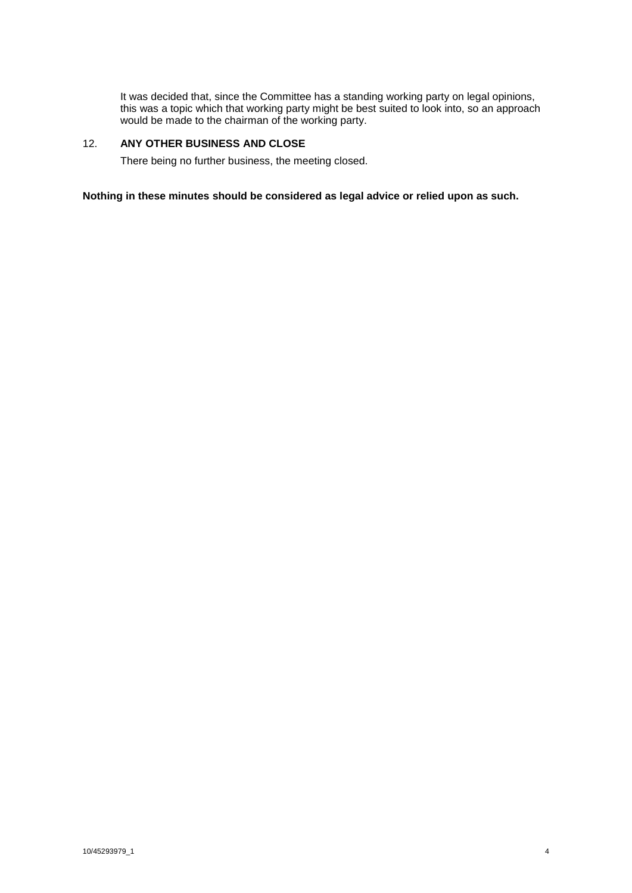It was decided that, since the Committee has a standing working party on legal opinions, this was a topic which that working party might be best suited to look into, so an approach would be made to the chairman of the working party.

## 12. ANY OTHER BUSINESS AND CLOSE

There being no further business, the meeting closed.

**Nothing in these minutes should be considered as legal advice or relied upon as such.**